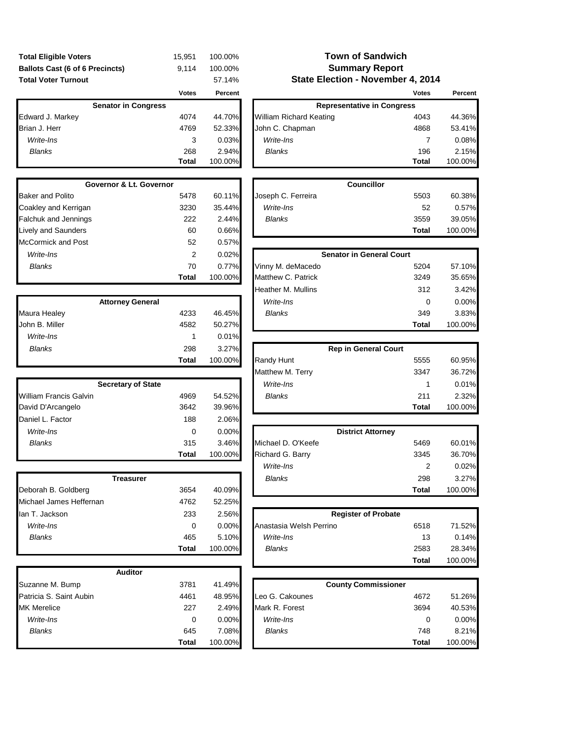# Town of Sandwich
## Summary Report
## State Election - November 4, 2014

| | Votes | Percent |
|---|---|---|
| **Total Eligible Voters** | 15,951 | 100.00% |
| **Ballots Cast (6 of 6 Precincts)** | 9,114 | 100.00% |
| **Total Voter Turnout** | | 57.14% |

| Senator in Congress | Votes | Percent |
|---|---|---|
| Edward J. Markey | 4074 | 44.70% |
| Brian J. Herr | 4769 | 52.33% |
| *Write-Ins* | 3 | 0.03% |
| *Blanks* | 268 | 2.94% |
| | **Total** | 100.00% |

| Governor & Lt. Governor | Votes | Percent |
|---|---|---|
| Baker and Polito | 5478 | 60.11% |
| Coakley and Kerrigan | 3230 | 35.44% |
| Falchuk and Jennings | 222 | 2.44% |
| Lively and Saunders | 60 | 0.66% |
| McCormick and Post | 52 | 0.57% |
| *Write-Ins* | 2 | 0.02% |
| *Blanks* | 70 | 0.77% |
| | **Total** | 100.00% |

| Attorney General | Votes | Percent |
|---|---|---|
| Maura Healey | 4233 | 46.45% |
| John B. Miller | 4582 | 50.27% |
| *Write-Ins* | 1 | 0.01% |
| *Blanks* | 298 | 3.27% |
| | **Total** | 100.00% |

| Secretary of State | Votes | Percent |
|---|---|---|
| William Francis Galvin | 4969 | 54.52% |
| David D'Arcangelo | 3642 | 39.96% |
| Daniel L. Factor | 188 | 2.06% |
| *Write-Ins* | 0 | 0.00% |
| *Blanks* | 315 | 3.46% |
| | **Total** | 100.00% |

| Treasurer | Votes | Percent |
|---|---|---|
| Deborah B. Goldberg | 3654 | 40.09% |
| Michael James Heffernan | 4762 | 52.25% |
| Ian T. Jackson | 233 | 2.56% |
| *Write-Ins* | 0 | 0.00% |
| *Blanks* | 465 | 5.10% |
| | **Total** | 100.00% |

| Auditor | Votes | Percent |
|---|---|---|
| Suzanne M. Bump | 3781 | 41.49% |
| Patricia S. Saint Aubin | 4461 | 48.95% |
| MK Merelice | 227 | 2.49% |
| *Write-Ins* | 0 | 0.00% |
| *Blanks* | 645 | 7.08% |
| | **Total** | 100.00% |

| Representative in Congress | Votes | Percent |
|---|---|---|
| William Richard Keating | 4043 | 44.36% |
| John C. Chapman | 4868 | 53.41% |
| *Write-Ins* | 7 | 0.08% |
| *Blanks* | 196 | 2.15% |
| | **Total** | 100.00% |

| Councillor | Votes | Percent |
|---|---|---|
| Joseph C. Ferreira | 5503 | 60.38% |
| *Write-Ins* | 52 | 0.57% |
| *Blanks* | 3559 | 39.05% |
| | **Total** | 100.00% |

| Senator in General Court | Votes | Percent |
|---|---|---|
| Vinny M. deMacedo | 5204 | 57.10% |
| Matthew C. Patrick | 3249 | 35.65% |
| Heather M. Mullins | 312 | 3.42% |
| *Write-Ins* | 0 | 0.00% |
| *Blanks* | 349 | 3.83% |
| | **Total** | 100.00% |

| Rep in General Court | Votes | Percent |
|---|---|---|
| Randy Hunt | 5555 | 60.95% |
| Matthew M. Terry | 3347 | 36.72% |
| *Write-Ins* | 1 | 0.01% |
| *Blanks* | 211 | 2.32% |
| | **Total** | 100.00% |

| District Attorney | Votes | Percent |
|---|---|---|
| Michael D. O'Keefe | 5469 | 60.01% |
| Richard G. Barry | 3345 | 36.70% |
| *Write-Ins* | 2 | 0.02% |
| *Blanks* | 298 | 3.27% |
| | **Total** | 100.00% |

| Register of Probate | Votes | Percent |
|---|---|---|
| Anastasia Welsh Perrino | 6518 | 71.52% |
| *Write-Ins* | 13 | 0.14% |
| *Blanks* | 2583 | 28.34% |
| | **Total** | 100.00% |

| County Commissioner | Votes | Percent |
|---|---|---|
| Leo G. Cakounes | 4672 | 51.26% |
| Mark R. Forest | 3694 | 40.53% |
| *Write-Ins* | 0 | 0.00% |
| *Blanks* | 748 | 8.21% |
| | **Total** | 100.00% |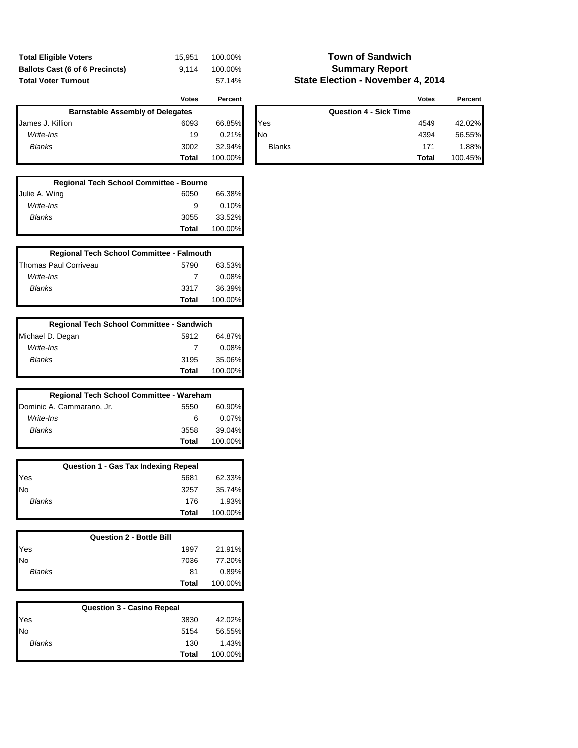# Town of Sandwich
## Summary Report
## State Election - November 4, 2014

| | | |
|---|---|---|
| **Total Eligible Voters** | 15,951 | 100.00% |
| **Ballots Cast (6 of 6 Precincts)** | 9,114 | 100.00% |
| **Total Voter Turnout** | | 57.14% |

| Barnstable Assembly of Delegates | Votes | Percent |
|---|---|---|
| James J. Killion | 6093 | 66.85% |
| *Write-Ins* | 19 | 0.21% |
| *Blanks* | 3002 | 32.94% |
| | **Total** | 100.00% |

| Regional Tech School Committee - Bourne | Votes | Percent |
|---|---|---|
| Julie A. Wing | 6050 | 66.38% |
| *Write-Ins* | 9 | 0.10% |
| *Blanks* | 3055 | 33.52% |
| | **Total** | 100.00% |

| Regional Tech School Committee - Falmouth | Votes | Percent |
|---|---|---|
| Thomas Paul Corriveau | 5790 | 63.53% |
| *Write-Ins* | 7 | 0.08% |
| *Blanks* | 3317 | 36.39% |
| | **Total** | 100.00% |

| Regional Tech School Committee - Sandwich | Votes | Percent |
|---|---|---|
| Michael D. Degan | 5912 | 64.87% |
| *Write-Ins* | 7 | 0.08% |
| *Blanks* | 3195 | 35.06% |
| | **Total** | 100.00% |

| Regional Tech School Committee - Wareham | Votes | Percent |
|---|---|---|
| Dominic A. Cammarano, Jr. | 5550 | 60.90% |
| *Write-Ins* | 6 | 0.07% |
| *Blanks* | 3558 | 39.04% |
| | **Total** | 100.00% |

| Question 1 - Gas Tax Indexing Repeal | Votes | Percent |
|---|---|---|
| Yes | 5681 | 62.33% |
| No | 3257 | 35.74% |
| *Blanks* | 176 | 1.93% |
| | **Total** | 100.00% |

| Question 2 - Bottle Bill | Votes | Percent |
|---|---|---|
| Yes | 1997 | 21.91% |
| No | 7036 | 77.20% |
| *Blanks* | 81 | 0.89% |
| | **Total** | 100.00% |

| Question 3 - Casino Repeal | Votes | Percent |
|---|---|---|
| Yes | 3830 | 42.02% |
| No | 5154 | 56.55% |
| *Blanks* | 130 | 1.43% |
| | **Total** | 100.00% |

| Question 4 - Sick Time | Votes | Percent |
|---|---|---|
| Yes | 4549 | 42.02% |
| No | 4394 | 56.55% |
| Blanks | 171 | 1.88% |
| | **Total** | 100.45% |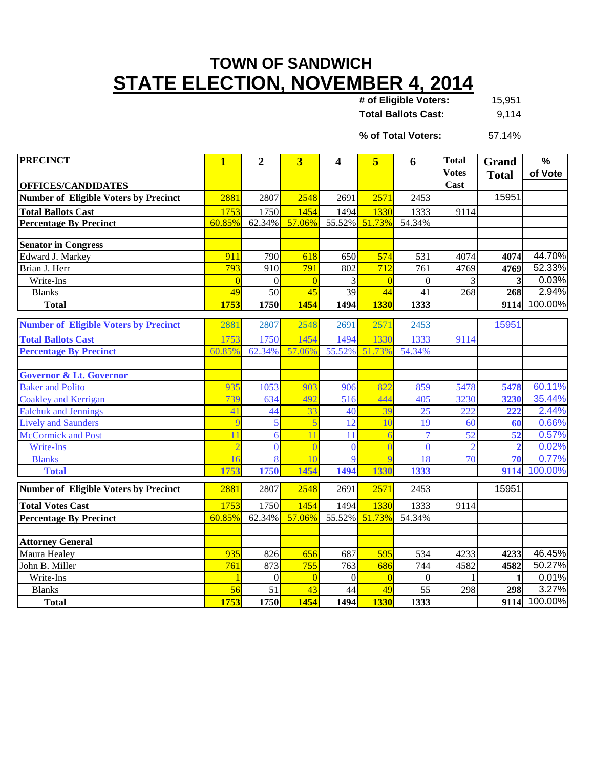# TOWN OF SANDWICH

# STATE ELECTION, NOVEMBER 4, 2014

**# of Eligible Voters:** 15,951
**Total Ballots Cast:** 9,114

**% of Total Voters:** 57.14%

| PRECINCT / OFFICES/CANDIDATES | 1 | 2 | 3 | 4 | 5 | 6 | Total Votes Cast | Grand Total | % of Vote |
|---|---|---|---|---|---|---|---|---|---|
| **Number of Eligible Voters by Precinct** | 2881 | 2807 | 2548 | 2691 | 2571 | 2453 | | 15951 | |
| **Total Ballots Cast** | 1753 | 1750 | 1454 | 1494 | 1330 | 1333 | 9114 | | |
| **Percentage By Precinct** | 60.85% | 62.34% | 57.06% | 55.52% | 51.73% | 54.34% | | | |
| | | | | | | | | | |
| **Senator in Congress** | | | | | | | | | |
| Edward J. Markey | 911 | 790 | 618 | 650 | 574 | 531 | 4074 | **4074** | 44.70% |
| Brian J. Herr | 793 | 910 | 791 | 802 | 712 | 761 | 4769 | **4769** | 52.33% |
| Write-Ins | 0 | 0 | 0 | 3 | 0 | 0 | 3 | **3** | 0.03% |
| Blanks | 49 | 50 | 45 | 39 | 44 | 41 | 268 | **268** | 2.94% |
| **Total** | **1753** | **1750** | **1454** | **1494** | **1330** | **1333** | | **9114** | 100.00% |

| PRECINCT / OFFICES/CANDIDATES | 1 | 2 | 3 | 4 | 5 | 6 | Total Votes Cast | Grand Total | % of Vote |
|---|---|---|---|---|---|---|---|---|---|
| **Number of Eligible Voters by Precinct** | 2881 | 2807 | 2548 | 2691 | 2571 | 2453 | | 15951 | |
| **Total Ballots Cast** | 1753 | 1750 | 1454 | 1494 | 1330 | 1333 | 9114 | | |
| **Percentage By Precinct** | 60.85% | 62.34% | 57.06% | 55.52% | 51.73% | 54.34% | | | |
| | | | | | | | | | |
| **Governor & Lt. Governor** | | | | | | | | | |
| Baker and Polito | 935 | 1053 | 903 | 906 | 822 | 859 | 5478 | **5478** | 60.11% |
| Coakley and Kerrigan | 739 | 634 | 492 | 516 | 444 | 405 | 3230 | **3230** | 35.44% |
| Falchuk and Jennings | 41 | 44 | 33 | 40 | 39 | 25 | 222 | **222** | 2.44% |
| Lively and Saunders | 9 | 5 | 5 | 12 | 10 | 19 | 60 | **60** | 0.66% |
| McCormick and Post | 11 | 6 | 11 | 11 | 6 | 7 | 52 | **52** | 0.57% |
| Write-Ins | 2 | 0 | 0 | 0 | 0 | 0 | 2 | **2** | 0.02% |
| Blanks | 16 | 8 | 10 | 9 | 9 | 18 | 70 | **70** | 0.77% |
| **Total** | **1753** | **1750** | **1454** | **1494** | **1330** | **1333** | | **9114** | 100.00% |

| PRECINCT / OFFICES/CANDIDATES | 1 | 2 | 3 | 4 | 5 | 6 | Total Votes Cast | Grand Total | % of Vote |
|---|---|---|---|---|---|---|---|---|---|
| **Number of Eligible Voters by Precinct** | 2881 | 2807 | 2548 | 2691 | 2571 | 2453 | | 15951 | |
| **Total Votes Cast** | 1753 | 1750 | 1454 | 1494 | 1330 | 1333 | 9114 | | |
| **Percentage By Precinct** | 60.85% | 62.34% | 57.06% | 55.52% | 51.73% | 54.34% | | | |
| | | | | | | | | | |
| **Attorney General** | | | | | | | | | |
| Maura Healey | 935 | 826 | 656 | 687 | 595 | 534 | 4233 | **4233** | 46.45% |
| John B. Miller | 761 | 873 | 755 | 763 | 686 | 744 | 4582 | **4582** | 50.27% |
| Write-Ins | 1 | 0 | 0 | 0 | 0 | 0 | 1 | **1** | 0.01% |
| Blanks | 56 | 51 | 43 | 44 | 49 | 55 | 298 | **298** | 3.27% |
| **Total** | **1753** | **1750** | **1454** | **1494** | **1330** | **1333** | | **9114** | 100.00% |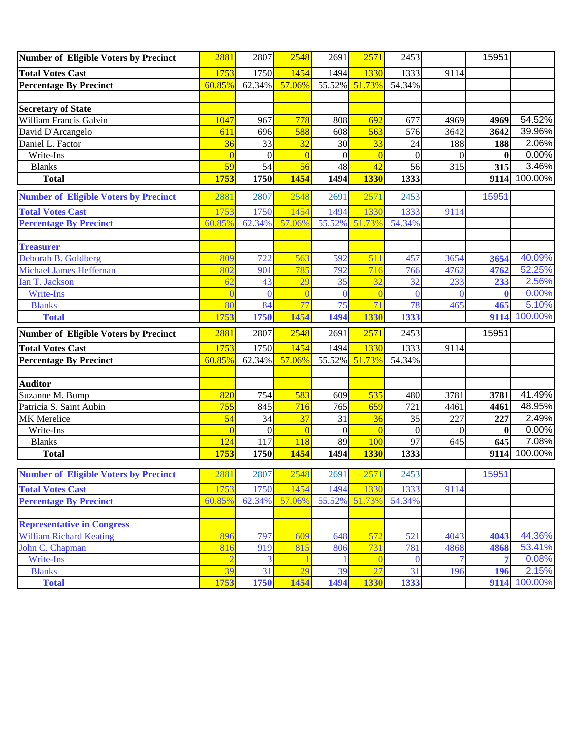| Number of Eligible Voters by Precinct | 2881 | 2807 | 2548 | 2691 | 2571 | 2453 | | 15951 | |
|---|---|---|---|---|---|---|---|---|---|
| **Total Votes Cast** | 1753 | 1750 | 1454 | 1494 | 1330 | 1333 | 9114 | | |
| **Percentage By Precinct** | 60.85% | 62.34% | 57.06% | 55.52% | 51.73% | 54.34% | | | |
| | | | | | | | | | |
| **Secretary of State** | | | | | | | | | |
| William Francis Galvin | 1047 | 967 | 778 | 808 | 692 | 677 | 4969 | **4969** | 54.52% |
| David D'Arcangelo | 611 | 696 | 588 | 608 | 563 | 576 | 3642 | **3642** | 39.96% |
| Daniel L. Factor | 36 | 33 | 32 | 30 | 33 | 24 | 188 | **188** | 2.06% |
| Write-Ins | 0 | 0 | 0 | 0 | 0 | 0 | 0 | **0** | 0.00% |
| Blanks | 59 | 54 | 56 | 48 | 42 | 56 | 315 | **315** | 3.46% |
| **Total** | **1753** | **1750** | **1454** | **1494** | **1330** | **1333** | | **9114** | 100.00% |

| Number of Eligible Voters by Precinct | 2881 | 2807 | 2548 | 2691 | 2571 | 2453 | | 15951 | |
|---|---|---|---|---|---|---|---|---|---|
| **Total Votes Cast** | 1753 | 1750 | 1454 | 1494 | 1330 | 1333 | 9114 | | |
| **Percentage By Precinct** | 60.85% | 62.34% | 57.06% | 55.52% | 51.73% | 54.34% | | | |
| | | | | | | | | | |
| **Treasurer** | | | | | | | | | |
| Deborah B. Goldberg | 809 | 722 | 563 | 592 | 511 | 457 | 3654 | **3654** | 40.09% |
| Michael James Heffernan | 802 | 901 | 785 | 792 | 716 | 766 | 4762 | **4762** | 52.25% |
| Ian T. Jackson | 62 | 43 | 29 | 35 | 32 | 32 | 233 | **233** | 2.56% |
| Write-Ins | 0 | 0 | 0 | 0 | 0 | 0 | 0 | **0** | 0.00% |
| Blanks | 80 | 84 | 77 | 75 | 71 | 78 | 465 | **465** | 5.10% |
| **Total** | **1753** | **1750** | **1454** | **1494** | **1330** | **1333** | | **9114** | 100.00% |

| Number of Eligible Voters by Precinct | 2881 | 2807 | 2548 | 2691 | 2571 | 2453 | | 15951 | |
|---|---|---|---|---|---|---|---|---|---|
| **Total Votes Cast** | 1753 | 1750 | 1454 | 1494 | 1330 | 1333 | 9114 | | |
| **Percentage By Precinct** | 60.85% | 62.34% | 57.06% | 55.52% | 51.73% | 54.34% | | | |
| | | | | | | | | | |
| **Auditor** | | | | | | | | | |
| Suzanne M. Bump | 820 | 754 | 583 | 609 | 535 | 480 | 3781 | **3781** | 41.49% |
| Patricia S. Saint Aubin | 755 | 845 | 716 | 765 | 659 | 721 | 4461 | **4461** | 48.95% |
| MK Merelice | 54 | 34 | 37 | 31 | 36 | 35 | 227 | **227** | 2.49% |
| Write-Ins | 0 | 0 | 0 | 0 | 0 | 0 | 0 | **0** | 0.00% |
| Blanks | 124 | 117 | 118 | 89 | 100 | 97 | 645 | **645** | 7.08% |
| **Total** | **1753** | **1750** | **1454** | **1494** | **1330** | **1333** | | **9114** | 100.00% |

| Number of Eligible Voters by Precinct | 2881 | 2807 | 2548 | 2691 | 2571 | 2453 | | 15951 | |
|---|---|---|---|---|---|---|---|---|---|
| **Total Votes Cast** | 1753 | 1750 | 1454 | 1494 | 1330 | 1333 | 9114 | | |
| **Percentage By Precinct** | 60.85% | 62.34% | 57.06% | 55.52% | 51.73% | 54.34% | | | |
| | | | | | | | | | |
| **Representative in Congress** | | | | | | | | | |
| William Richard Keating | 896 | 797 | 609 | 648 | 572 | 521 | 4043 | **4043** | 44.36% |
| John C. Chapman | 816 | 919 | 815 | 806 | 731 | 781 | 4868 | **4868** | 53.41% |
| Write-Ins | 2 | 3 | 1 | 1 | 0 | 0 | 7 | **7** | 0.08% |
| Blanks | 39 | 31 | 29 | 39 | 27 | 31 | 196 | **196** | 2.15% |
| **Total** | **1753** | **1750** | **1454** | **1494** | **1330** | **1333** | | **9114** | 100.00% |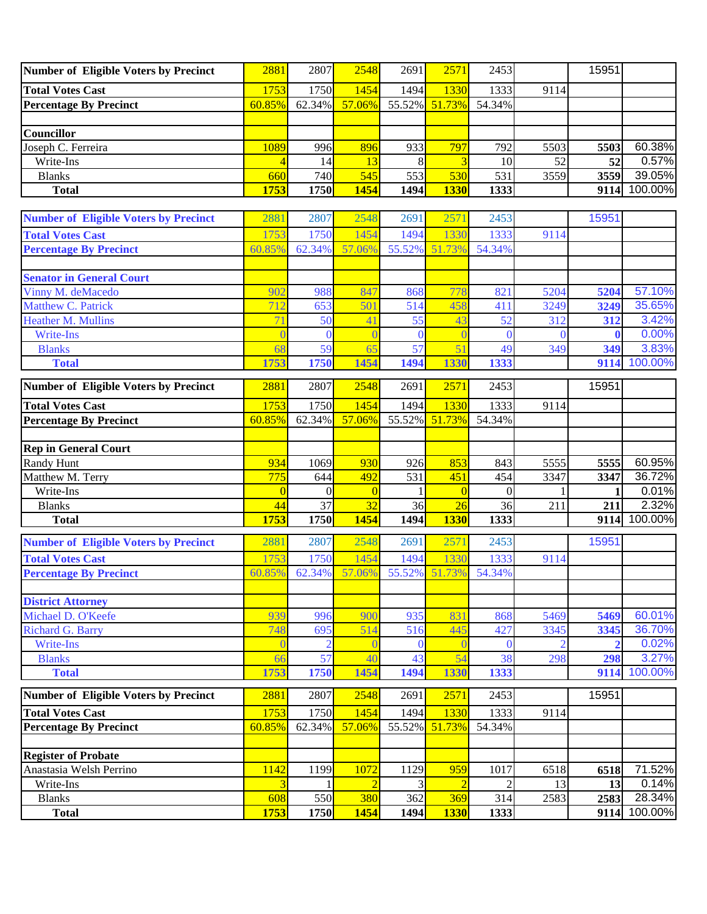| Number of Eligible Voters by Precinct | 2881 | 2807 | 2548 | 2691 | 2571 | 2453 | | 15951 | |
|---|---|---|---|---|---|---|---|---|---|
| Total Votes Cast | 1753 | 1750 | 1454 | 1494 | 1330 | 1333 | 9114 | | |
| Percentage By Precinct | 60.85% | 62.34% | 57.06% | 55.52% | 51.73% | 54.34% | | | |
| | | | | | | | | | |
| Councillor | | | | | | | | | |
| Joseph C. Ferreira | 1089 | 996 | 896 | 933 | 797 | 792 | 5503 | **5503** | 60.38% |
| Write-Ins | 4 | 14 | 13 | 8 | 3 | 10 | 52 | **52** | 0.57% |
| Blanks | 660 | 740 | 545 | 553 | 530 | 531 | 3559 | **3559** | 39.05% |
| **Total** | **1753** | **1750** | **1454** | **1494** | **1330** | **1333** | | **9114** | 100.00% |

| Number of Eligible Voters by Precinct | 2881 | 2807 | 2548 | 2691 | 2571 | 2453 | | 15951 | |
|---|---|---|---|---|---|---|---|---|---|
| Total Votes Cast | 1753 | 1750 | 1454 | 1494 | 1330 | 1333 | 9114 | | |
| Percentage By Precinct | 60.85% | 62.34% | 57.06% | 55.52% | 51.73% | 54.34% | | | |
| | | | | | | | | | |
| Senator in General Court | | | | | | | | | |
| Vinny M. deMacedo | 902 | 988 | 847 | 868 | 778 | 821 | 5204 | **5204** | 57.10% |
| Matthew C. Patrick | 712 | 653 | 501 | 514 | 458 | 411 | 3249 | **3249** | 35.65% |
| Heather M. Mullins | 71 | 50 | 41 | 55 | 43 | 52 | 312 | **312** | 3.42% |
| Write-Ins | 0 | 0 | 0 | 0 | 0 | 0 | 0 | **0** | 0.00% |
| Blanks | 68 | 59 | 65 | 57 | 51 | 49 | 349 | **349** | 3.83% |
| **Total** | **1753** | **1750** | **1454** | **1494** | **1330** | **1333** | | **9114** | 100.00% |

| Number of Eligible Voters by Precinct | 2881 | 2807 | 2548 | 2691 | 2571 | 2453 | | 15951 | |
|---|---|---|---|---|---|---|---|---|---|
| Total Votes Cast | 1753 | 1750 | 1454 | 1494 | 1330 | 1333 | 9114 | | |
| Percentage By Precinct | 60.85% | 62.34% | 57.06% | 55.52% | 51.73% | 54.34% | | | |
| | | | | | | | | | |
| Rep in General Court | | | | | | | | | |
| Randy Hunt | 934 | 1069 | 930 | 926 | 853 | 843 | 5555 | **5555** | 60.95% |
| Matthew M. Terry | 775 | 644 | 492 | 531 | 451 | 454 | 3347 | **3347** | 36.72% |
| Write-Ins | 0 | 0 | 0 | 1 | 0 | 0 | 1 | **1** | 0.01% |
| Blanks | 44 | 37 | 32 | 36 | 26 | 36 | 211 | **211** | 2.32% |
| **Total** | **1753** | **1750** | **1454** | **1494** | **1330** | **1333** | | **9114** | 100.00% |

| Number of Eligible Voters by Precinct | 2881 | 2807 | 2548 | 2691 | 2571 | 2453 | | 15951 | |
|---|---|---|---|---|---|---|---|---|---|
| Total Votes Cast | 1753 | 1750 | 1454 | 1494 | 1330 | 1333 | 9114 | | |
| Percentage By Precinct | 60.85% | 62.34% | 57.06% | 55.52% | 51.73% | 54.34% | | | |
| | | | | | | | | | |
| District Attorney | | | | | | | | | |
| Michael D. O'Keefe | 939 | 996 | 900 | 935 | 831 | 868 | 5469 | **5469** | 60.01% |
| Richard G. Barry | 748 | 695 | 514 | 516 | 445 | 427 | 3345 | **3345** | 36.70% |
| Write-Ins | 0 | 2 | 0 | 0 | 0 | 0 | 2 | **2** | 0.02% |
| Blanks | 66 | 57 | 40 | 43 | 54 | 38 | 298 | **298** | 3.27% |
| **Total** | **1753** | **1750** | **1454** | **1494** | **1330** | **1333** | | **9114** | 100.00% |

| Number of Eligible Voters by Precinct | 2881 | 2807 | 2548 | 2691 | 2571 | 2453 | | 15951 | |
|---|---|---|---|---|---|---|---|---|---|
| Total Votes Cast | 1753 | 1750 | 1454 | 1494 | 1330 | 1333 | 9114 | | |
| Percentage By Precinct | 60.85% | 62.34% | 57.06% | 55.52% | 51.73% | 54.34% | | | |
| | | | | | | | | | |
| Register of Probate | | | | | | | | | |
| Anastasia Welsh Perrino | 1142 | 1199 | 1072 | 1129 | 959 | 1017 | 6518 | **6518** | 71.52% |
| Write-Ins | 3 | 1 | 2 | 3 | 2 | 2 | 13 | **13** | 0.14% |
| Blanks | 608 | 550 | 380 | 362 | 369 | 314 | 2583 | **2583** | 28.34% |
| **Total** | **1753** | **1750** | **1454** | **1494** | **1330** | **1333** | | **9114** | 100.00% |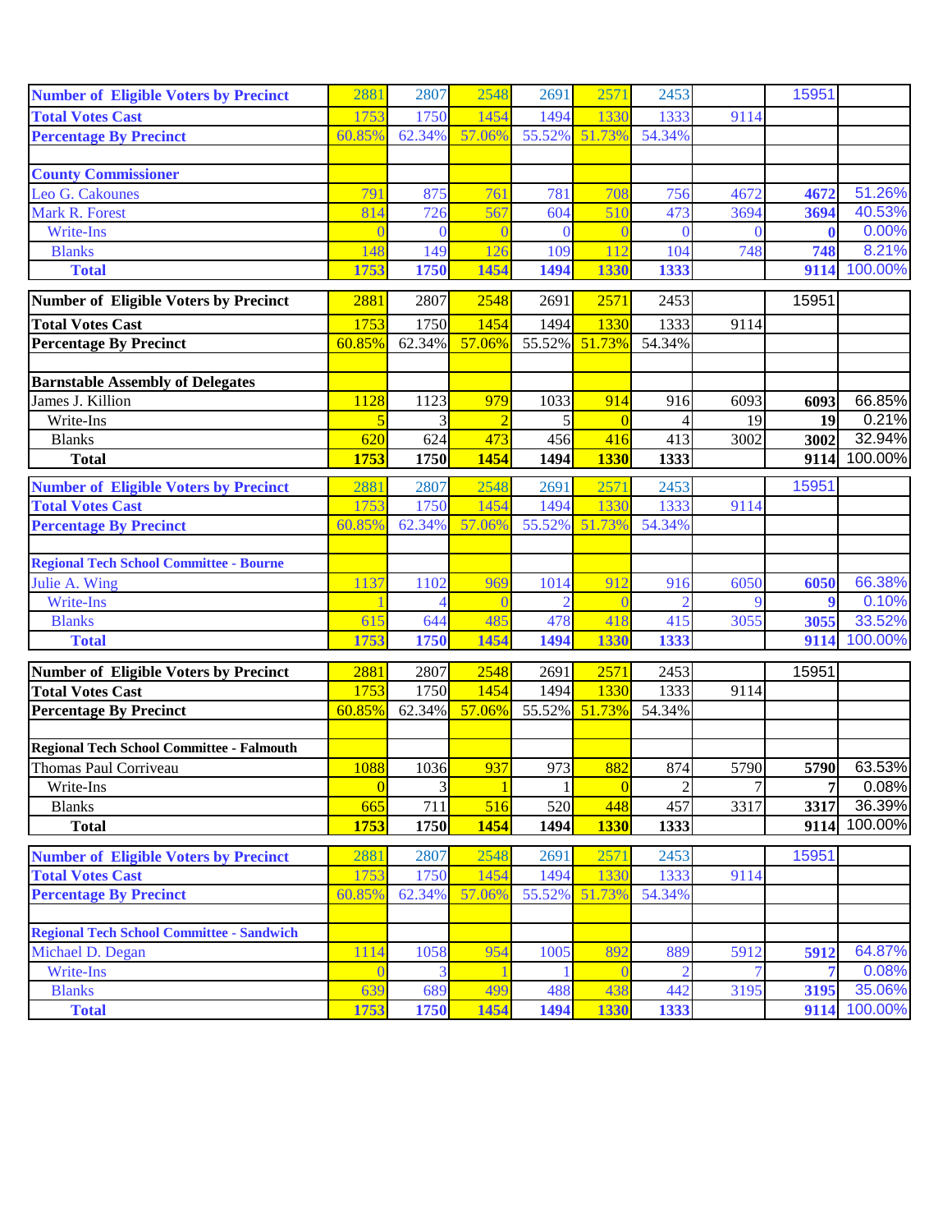| Number of Eligible Voters by Precinct | 2881 | 2807 | 2548 | 2691 | 2571 | 2453 | | 15951 | |
|---|---|---|---|---|---|---|---|---|---|
| Total Votes Cast | 1753 | 1750 | 1454 | 1494 | 1330 | 1333 | 9114 | | |
| Percentage By Precinct | 60.85% | 62.34% | 57.06% | 55.52% | 51.73% | 54.34% | | | |
| | | | | | | | | | |
| County Commissioner | | | | | | | | | |
| Leo G. Cakounes | 791 | 875 | 761 | 781 | 708 | 756 | 4672 | 4672 | 51.26% |
| Mark R. Forest | 814 | 726 | 567 | 604 | 510 | 473 | 3694 | 3694 | 40.53% |
| Write-Ins | 0 | 0 | 0 | 0 | 0 | 0 | 0 | 0 | 0.00% |
| Blanks | 148 | 149 | 126 | 109 | 112 | 104 | 748 | 748 | 8.21% |
| Total | 1753 | 1750 | 1454 | 1494 | 1330 | 1333 | | 9114 | 100.00% |

| Number of Eligible Voters by Precinct | 2881 | 2807 | 2548 | 2691 | 2571 | 2453 | | 15951 | |
|---|---|---|---|---|---|---|---|---|---|
| Total Votes Cast | 1753 | 1750 | 1454 | 1494 | 1330 | 1333 | 9114 | | |
| Percentage By Precinct | 60.85% | 62.34% | 57.06% | 55.52% | 51.73% | 54.34% | | | |
| | | | | | | | | | |
| Barnstable Assembly of Delegates | | | | | | | | | |
| James J. Killion | 1128 | 1123 | 979 | 1033 | 914 | 916 | 6093 | 6093 | 66.85% |
| Write-Ins | 5 | 3 | 2 | 5 | 0 | 4 | 19 | 19 | 0.21% |
| Blanks | 620 | 624 | 473 | 456 | 416 | 413 | 3002 | 3002 | 32.94% |
| Total | 1753 | 1750 | 1454 | 1494 | 1330 | 1333 | | 9114 | 100.00% |

| Number of Eligible Voters by Precinct | 2881 | 2807 | 2548 | 2691 | 2571 | 2453 | | 15951 | |
|---|---|---|---|---|---|---|---|---|---|
| Total Votes Cast | 1753 | 1750 | 1454 | 1494 | 1330 | 1333 | 9114 | | |
| Percentage By Precinct | 60.85% | 62.34% | 57.06% | 55.52% | 51.73% | 54.34% | | | |
| | | | | | | | | | |
| Regional Tech School Committee - Bourne | | | | | | | | | |
| Julie A. Wing | 1137 | 1102 | 969 | 1014 | 912 | 916 | 6050 | 6050 | 66.38% |
| Write-Ins | 1 | 4 | 0 | 2 | 0 | 2 | 9 | 9 | 0.10% |
| Blanks | 615 | 644 | 485 | 478 | 418 | 415 | 3055 | 3055 | 33.52% |
| Total | 1753 | 1750 | 1454 | 1494 | 1330 | 1333 | | 9114 | 100.00% |

| Number of Eligible Voters by Precinct | 2881 | 2807 | 2548 | 2691 | 2571 | 2453 | | 15951 | |
|---|---|---|---|---|---|---|---|---|---|
| Total Votes Cast | 1753 | 1750 | 1454 | 1494 | 1330 | 1333 | 9114 | | |
| Percentage By Precinct | 60.85% | 62.34% | 57.06% | 55.52% | 51.73% | 54.34% | | | |
| | | | | | | | | | |
| Regional Tech School Committee - Falmouth | | | | | | | | | |
| Thomas Paul Corriveau | 1088 | 1036 | 937 | 973 | 882 | 874 | 5790 | 5790 | 63.53% |
| Write-Ins | 0 | 3 | 1 | 1 | 0 | 2 | 7 | 7 | 0.08% |
| Blanks | 665 | 711 | 516 | 520 | 448 | 457 | 3317 | 3317 | 36.39% |
| Total | 1753 | 1750 | 1454 | 1494 | 1330 | 1333 | | 9114 | 100.00% |

| Number of Eligible Voters by Precinct | 2881 | 2807 | 2548 | 2691 | 2571 | 2453 | | 15951 | |
|---|---|---|---|---|---|---|---|---|---|
| Total Votes Cast | 1753 | 1750 | 1454 | 1494 | 1330 | 1333 | 9114 | | |
| Percentage By Precinct | 60.85% | 62.34% | 57.06% | 55.52% | 51.73% | 54.34% | | | |
| | | | | | | | | | |
| Regional Tech School Committee - Sandwich | | | | | | | | | |
| Michael D. Degan | 1114 | 1058 | 954 | 1005 | 892 | 889 | 5912 | 5912 | 64.87% |
| Write-Ins | 0 | 3 | 1 | 1 | 0 | 2 | 7 | 7 | 0.08% |
| Blanks | 639 | 689 | 499 | 488 | 438 | 442 | 3195 | 3195 | 35.06% |
| Total | 1753 | 1750 | 1454 | 1494 | 1330 | 1333 | | 9114 | 100.00% |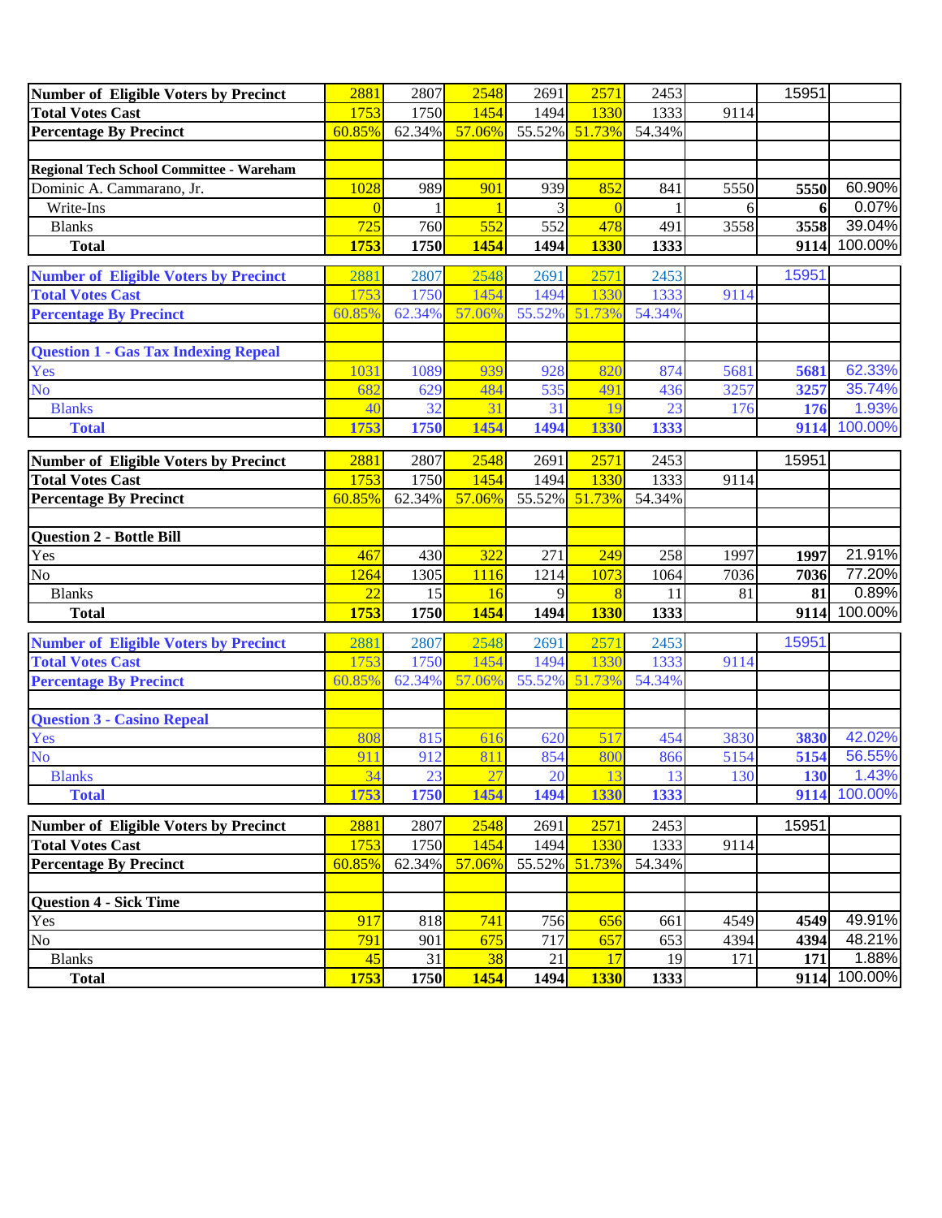| | | | | | | | | | |
|---|---|---|---|---|---|---|---|---|---|
| **Number of Eligible Voters by Precinct** | 2881 | 2807 | 2548 | 2691 | 2571 | 2453 | | 15951 | |
| **Total Votes Cast** | 1753 | 1750 | 1454 | 1494 | 1330 | 1333 | 9114 | | |
| **Percentage By Precinct** | 60.85% | 62.34% | 57.06% | 55.52% | 51.73% | 54.34% | | | |
| | | | | | | | | | |
| **Regional Tech School Committee - Wareham** | | | | | | | | | |
| Dominic A. Cammarano, Jr. | 1028 | 989 | 901 | 939 | 852 | 841 | 5550 | **5550** | 60.90% |
| Write-Ins | 0 | 1 | 1 | 3 | 0 | 1 | 6 | **6** | 0.07% |
| Blanks | 725 | 760 | 552 | 552 | 478 | 491 | 3558 | **3558** | 39.04% |
| **Total** | **1753** | **1750** | **1454** | **1494** | **1330** | **1333** | | **9114** | 100.00% |

| | | | | | | | | | |
|---|---|---|---|---|---|---|---|---|---|
| **Number of Eligible Voters by Precinct** | 2881 | 2807 | 2548 | 2691 | 2571 | 2453 | | 15951 | |
| **Total Votes Cast** | 1753 | 1750 | 1454 | 1494 | 1330 | 1333 | 9114 | | |
| **Percentage By Precinct** | 60.85% | 62.34% | 57.06% | 55.52% | 51.73% | 54.34% | | | |
| | | | | | | | | | |
| **Question 1 - Gas Tax Indexing Repeal** | | | | | | | | | |
| Yes | 1031 | 1089 | 939 | 928 | 820 | 874 | 5681 | **5681** | 62.33% |
| No | 682 | 629 | 484 | 535 | 491 | 436 | 3257 | **3257** | 35.74% |
| Blanks | 40 | 32 | 31 | 31 | 19 | 23 | 176 | **176** | 1.93% |
| **Total** | **1753** | **1750** | **1454** | **1494** | **1330** | **1333** | | **9114** | 100.00% |

| | | | | | | | | | |
|---|---|---|---|---|---|---|---|---|---|
| **Number of Eligible Voters by Precinct** | 2881 | 2807 | 2548 | 2691 | 2571 | 2453 | | 15951 | |
| **Total Votes Cast** | 1753 | 1750 | 1454 | 1494 | 1330 | 1333 | 9114 | | |
| **Percentage By Precinct** | 60.85% | 62.34% | 57.06% | 55.52% | 51.73% | 54.34% | | | |
| | | | | | | | | | |
| **Question 2 - Bottle Bill** | | | | | | | | | |
| Yes | 467 | 430 | 322 | 271 | 249 | 258 | 1997 | **1997** | 21.91% |
| No | 1264 | 1305 | 1116 | 1214 | 1073 | 1064 | 7036 | **7036** | 77.20% |
| Blanks | 22 | 15 | 16 | 9 | 8 | 11 | 81 | **81** | 0.89% |
| **Total** | **1753** | **1750** | **1454** | **1494** | **1330** | **1333** | | **9114** | 100.00% |

| | | | | | | | | | |
|---|---|---|---|---|---|---|---|---|---|
| **Number of Eligible Voters by Precinct** | 2881 | 2807 | 2548 | 2691 | 2571 | 2453 | | 15951 | |
| **Total Votes Cast** | 1753 | 1750 | 1454 | 1494 | 1330 | 1333 | 9114 | | |
| **Percentage By Precinct** | 60.85% | 62.34% | 57.06% | 55.52% | 51.73% | 54.34% | | | |
| | | | | | | | | | |
| **Question 3 - Casino Repeal** | | | | | | | | | |
| Yes | 808 | 815 | 616 | 620 | 517 | 454 | 3830 | **3830** | 42.02% |
| No | 911 | 912 | 811 | 854 | 800 | 866 | 5154 | **5154** | 56.55% |
| Blanks | 34 | 23 | 27 | 20 | 13 | 13 | 130 | **130** | 1.43% |
| **Total** | **1753** | **1750** | **1454** | **1494** | **1330** | **1333** | | **9114** | 100.00% |

| | | | | | | | | | |
|---|---|---|---|---|---|---|---|---|---|
| **Number of Eligible Voters by Precinct** | 2881 | 2807 | 2548 | 2691 | 2571 | 2453 | | 15951 | |
| **Total Votes Cast** | 1753 | 1750 | 1454 | 1494 | 1330 | 1333 | 9114 | | |
| **Percentage By Precinct** | 60.85% | 62.34% | 57.06% | 55.52% | 51.73% | 54.34% | | | |
| | | | | | | | | | |
| **Question 4 - Sick Time** | | | | | | | | | |
| Yes | 917 | 818 | 741 | 756 | 656 | 661 | 4549 | **4549** | 49.91% |
| No | 791 | 901 | 675 | 717 | 657 | 653 | 4394 | **4394** | 48.21% |
| Blanks | 45 | 31 | 38 | 21 | 17 | 19 | 171 | **171** | 1.88% |
| **Total** | **1753** | **1750** | **1454** | **1494** | **1330** | **1333** | | **9114** | 100.00% |